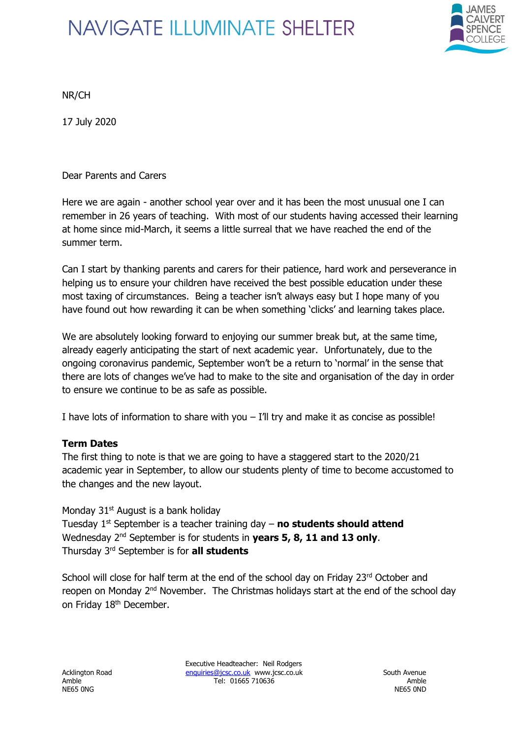# NAVIGATE ILLUMINATE SHELTER

NR/CH

17 July 2020

Dear Parents and Carers

Here we are again - another school year over and it has been the most unusual one I can remember in 26 years of teaching. With most of our students having accessed their learning at home since mid-March, it seems a little surreal that we have reached the end of the summer term.

Can I start by thanking parents and carers for their patience, hard work and perseverance in helping us to ensure your children have received the best possible education under these most taxing of circumstances. Being a teacher isn't always easy but I hope many of you have found out how rewarding it can be when something 'clicks' and learning takes place.

We are absolutely looking forward to enjoying our summer break but, at the same time, already eagerly anticipating the start of next academic year. Unfortunately, due to the ongoing coronavirus pandemic, September won't be a return to 'normal' in the sense that there are lots of changes we've had to make to the site and organisation of the day in order to ensure we continue to be as safe as possible.

I have lots of information to share with you – I'll try and make it as concise as possible!

**Term Dates**

The first thing to note is that we are going to have a staggered start to the 2020/21 academic year in September, to allow our students plenty of time to become accustomed to the changes and the new layout.

Monday 31st August is a bank holiday
Tuesday 1st September is a teacher training day – **no students should attend**
Wednesday 2nd September is for students in **years 5, 8, 11 and 13 only**.
Thursday 3rd September is for **all students**

School will close for half term at the end of the school day on Friday 23rd October and reopen on Monday 2nd November. The Christmas holidays start at the end of the school day on Friday 18th December.

Acklington Road
Amble
NE65 0NG

Executive Headteacher: Neil Rodgers
enquiries@jcsc.co.uk www.jcsc.co.uk
Tel: 01665 710636

South Avenue
Amble
NE65 0ND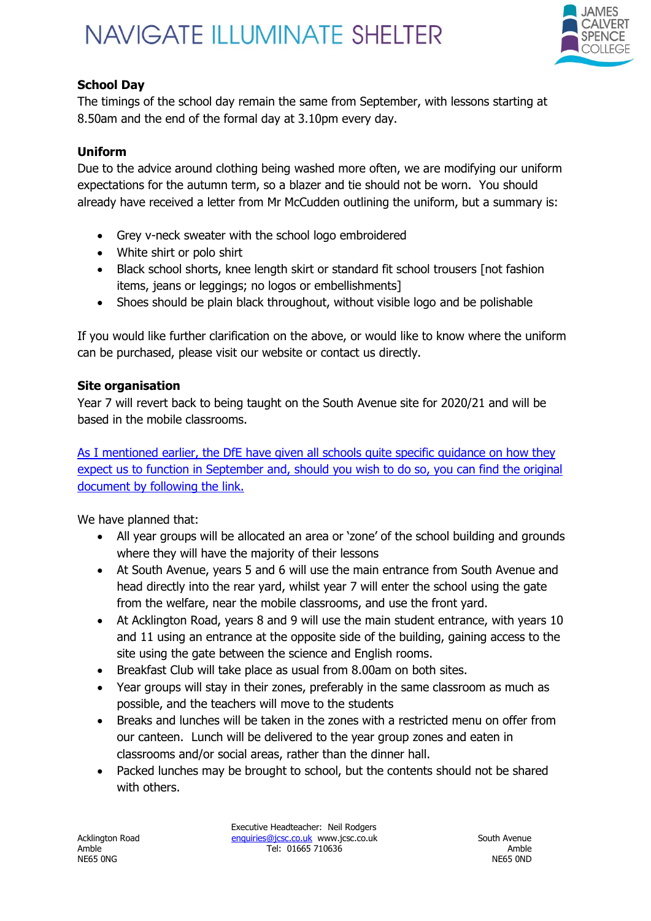**School Day**

The timings of the school day remain the same from September, with lessons starting at 8.50am and the end of the formal day at 3.10pm every day.

**Uniform**

Due to the advice around clothing being washed more often, we are modifying our uniform expectations for the autumn term, so a blazer and tie should not be worn. You should already have received a letter from Mr McCudden outlining the uniform, but a summary is:

- Grey v-neck sweater with the school logo embroidered
- White shirt or polo shirt
- Black school shorts, knee length skirt or standard fit school trousers [not fashion items, jeans or leggings; no logos or embellishments]
- Shoes should be plain black throughout, without visible logo and be polishable

If you would like further clarification on the above, or would like to know where the uniform can be purchased, please visit our website or contact us directly.

**Site organisation**

Year 7 will revert back to being taught on the South Avenue site for 2020/21 and will be based in the mobile classrooms.

As I mentioned earlier, the DfE have given all schools quite specific guidance on how they expect us to function in September and, should you wish to do so, you can find the original document by following the link.

We have planned that:

- All year groups will be allocated an area or 'zone' of the school building and grounds where they will have the majority of their lessons
- At South Avenue, years 5 and 6 will use the main entrance from South Avenue and head directly into the rear yard, whilst year 7 will enter the school using the gate from the welfare, near the mobile classrooms, and use the front yard.
- At Acklington Road, years 8 and 9 will use the main student entrance, with years 10 and 11 using an entrance at the opposite side of the building, gaining access to the site using the gate between the science and English rooms.
- Breakfast Club will take place as usual from 8.00am on both sites.
- Year groups will stay in their zones, preferably in the same classroom as much as possible, and the teachers will move to the students
- Breaks and lunches will be taken in the zones with a restricted menu on offer from our canteen. Lunch will be delivered to the year group zones and eaten in classrooms and/or social areas, rather than the dinner hall.
- Packed lunches may be brought to school, but the contents should not be shared with others.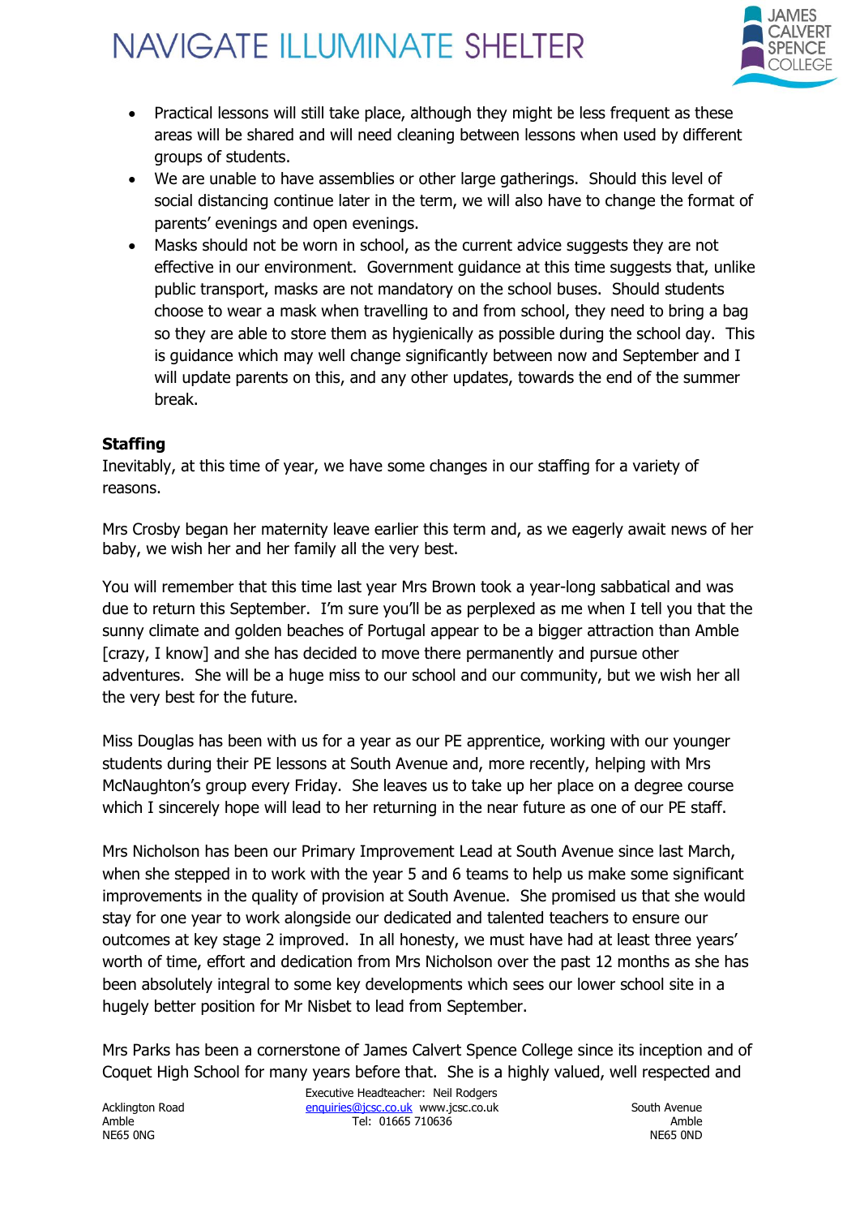- Practical lessons will still take place, although they might be less frequent as these areas will be shared and will need cleaning between lessons when used by different groups of students.
- We are unable to have assemblies or other large gatherings. Should this level of social distancing continue later in the term, we will also have to change the format of parents' evenings and open evenings.
- Masks should not be worn in school, as the current advice suggests they are not effective in our environment. Government guidance at this time suggests that, unlike public transport, masks are not mandatory on the school buses. Should students choose to wear a mask when travelling to and from school, they need to bring a bag so they are able to store them as hygienically as possible during the school day. This is guidance which may well change significantly between now and September and I will update parents on this, and any other updates, towards the end of the summer break.

**Staffing**

Inevitably, at this time of year, we have some changes in our staffing for a variety of reasons.

Mrs Crosby began her maternity leave earlier this term and, as we eagerly await news of her baby, we wish her and her family all the very best.

You will remember that this time last year Mrs Brown took a year-long sabbatical and was due to return this September. I'm sure you'll be as perplexed as me when I tell you that the sunny climate and golden beaches of Portugal appear to be a bigger attraction than Amble [crazy, I know] and she has decided to move there permanently and pursue other adventures. She will be a huge miss to our school and our community, but we wish her all the very best for the future.

Miss Douglas has been with us for a year as our PE apprentice, working with our younger students during their PE lessons at South Avenue and, more recently, helping with Mrs McNaughton's group every Friday. She leaves us to take up her place on a degree course which I sincerely hope will lead to her returning in the near future as one of our PE staff.

Mrs Nicholson has been our Primary Improvement Lead at South Avenue since last March, when she stepped in to work with the year 5 and 6 teams to help us make some significant improvements in the quality of provision at South Avenue. She promised us that she would stay for one year to work alongside our dedicated and talented teachers to ensure our outcomes at key stage 2 improved. In all honesty, we must have had at least three years' worth of time, effort and dedication from Mrs Nicholson over the past 12 months as she has been absolutely integral to some key developments which sees our lower school site in a hugely better position for Mr Nisbet to lead from September.

Mrs Parks has been a cornerstone of James Calvert Spence College since its inception and of Coquet High School for many years before that. She is a highly valued, well respected and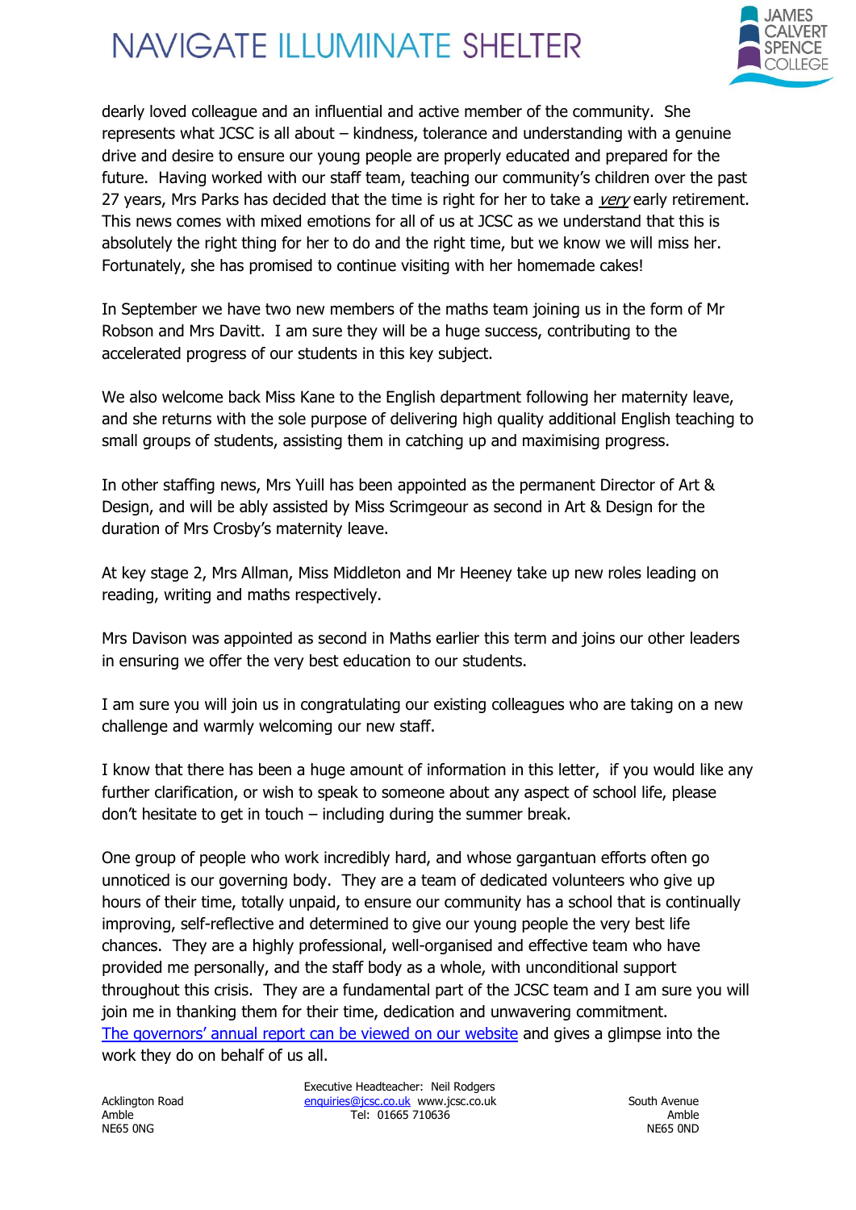dearly loved colleague and an influential and active member of the community. She represents what JCSC is all about – kindness, tolerance and understanding with a genuine drive and desire to ensure our young people are properly educated and prepared for the future. Having worked with our staff team, teaching our community's children over the past 27 years, Mrs Parks has decided that the time is right for her to take a *very* early retirement. This news comes with mixed emotions for all of us at JCSC as we understand that this is absolutely the right thing for her to do and the right time, but we know we will miss her. Fortunately, she has promised to continue visiting with her homemade cakes!

In September we have two new members of the maths team joining us in the form of Mr Robson and Mrs Davitt. I am sure they will be a huge success, contributing to the accelerated progress of our students in this key subject.

We also welcome back Miss Kane to the English department following her maternity leave, and she returns with the sole purpose of delivering high quality additional English teaching to small groups of students, assisting them in catching up and maximising progress.

In other staffing news, Mrs Yuill has been appointed as the permanent Director of Art & Design, and will be ably assisted by Miss Scrimgeour as second in Art & Design for the duration of Mrs Crosby's maternity leave.

At key stage 2, Mrs Allman, Miss Middleton and Mr Heeney take up new roles leading on reading, writing and maths respectively.

Mrs Davison was appointed as second in Maths earlier this term and joins our other leaders in ensuring we offer the very best education to our students.

I am sure you will join us in congratulating our existing colleagues who are taking on a new challenge and warmly welcoming our new staff.

I know that there has been a huge amount of information in this letter, if you would like any further clarification, or wish to speak to someone about any aspect of school life, please don't hesitate to get in touch – including during the summer break.

One group of people who work incredibly hard, and whose gargantuan efforts often go unnoticed is our governing body. They are a team of dedicated volunteers who give up hours of their time, totally unpaid, to ensure our community has a school that is continually improving, self-reflective and determined to give our young people the very best life chances. They are a highly professional, well-organised and effective team who have provided me personally, and the staff body as a whole, with unconditional support throughout this crisis. They are a fundamental part of the JCSC team and I am sure you will join me in thanking them for their time, dedication and unwavering commitment. The governors' annual report can be viewed on our website and gives a glimpse into the work they do on behalf of us all.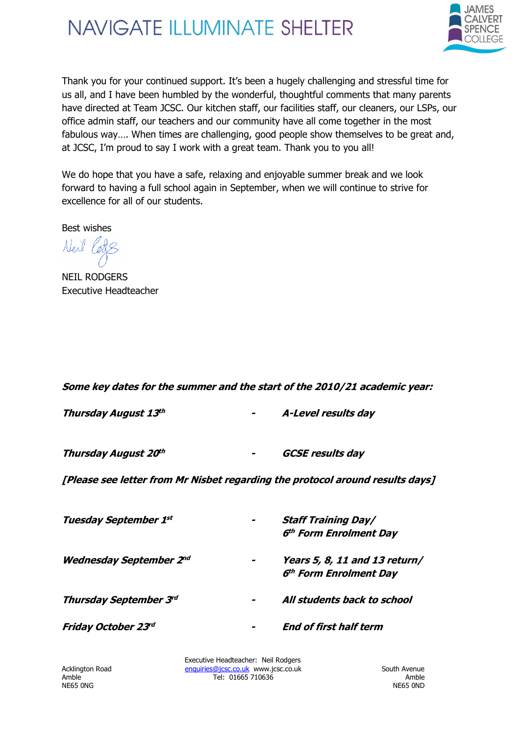Thank you for your continued support. It's been a hugely challenging and stressful time for us all, and I have been humbled by the wonderful, thoughtful comments that many parents have directed at Team JCSC. Our kitchen staff, our facilities staff, our cleaners, our LSPs, our office admin staff, our teachers and our community have all come together in the most fabulous way…. When times are challenging, good people show themselves to be great and, at JCSC, I'm proud to say I work with a great team. Thank you to you all!

We do hope that you have a safe, relaxing and enjoyable summer break and we look forward to having a full school again in September, when we will continue to strive for excellence for all of our students.

Best wishes

NEIL RODGERS
Executive Headteacher

***Some key dates for the summer and the start of the 2010/21 academic year:***

***Thursday August 13th*** - ***A-Level results day***

***Thursday August 20th*** - ***GCSE results day***

***[Please see letter from Mr Nisbet regarding the protocol around results days]***

***Tuesday September 1st*** - ***Staff Training Day/ 6th Form Enrolment Day***

***Wednesday September 2nd*** - ***Years 5, 8, 11 and 13 return/ 6th Form Enrolment Day***

***Thursday September 3rd*** - ***All students back to school***

***Friday October 23rd*** - ***End of first half term***

Acklington Road
Amble
NE65 0NG

Executive Headteacher: Neil Rodgers
enquiries@jcsc.co.uk www.jcsc.co.uk
Tel: 01665 710636

South Avenue
Amble
NE65 0ND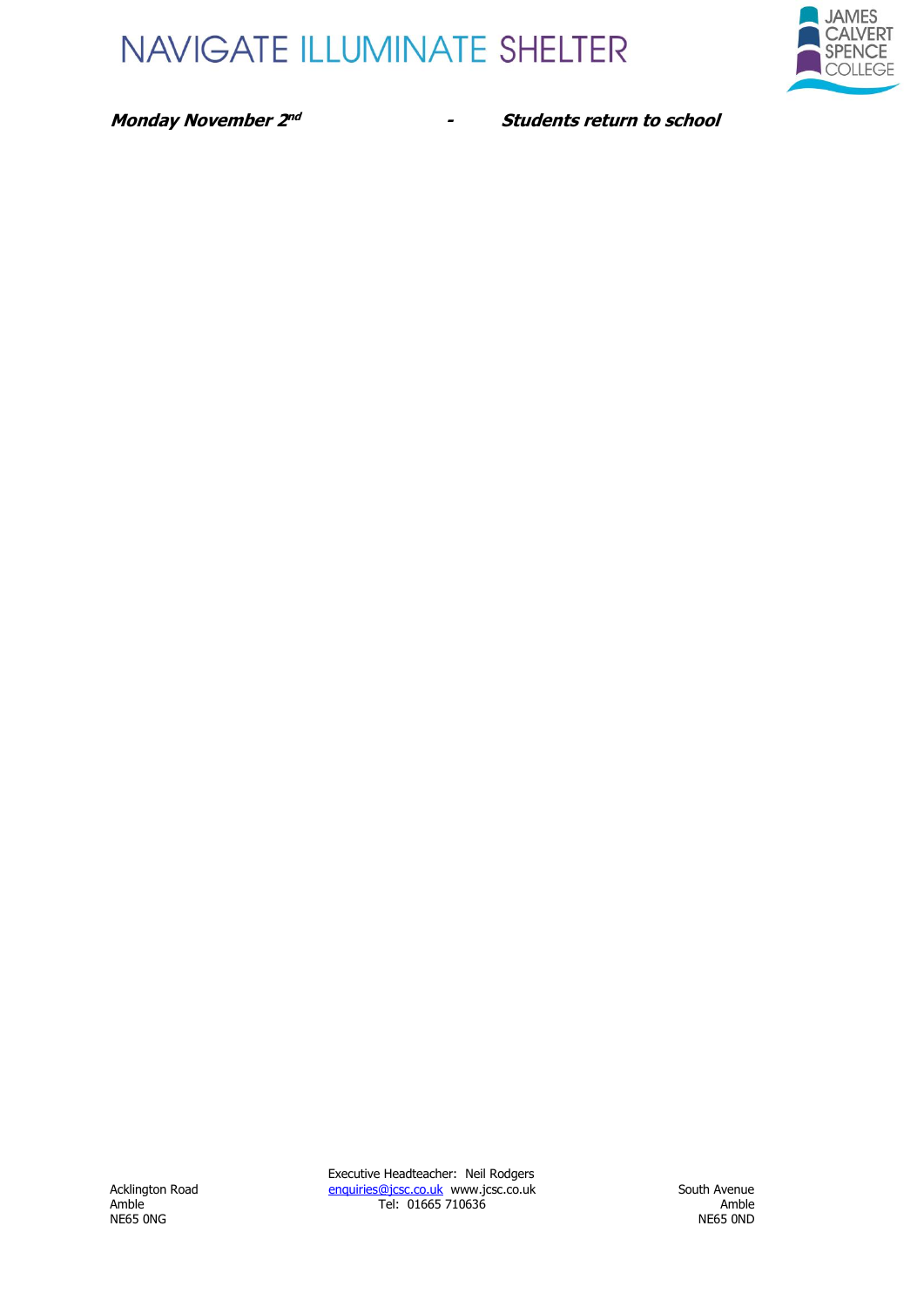***Monday November 2nd*** - ***Students return to school***